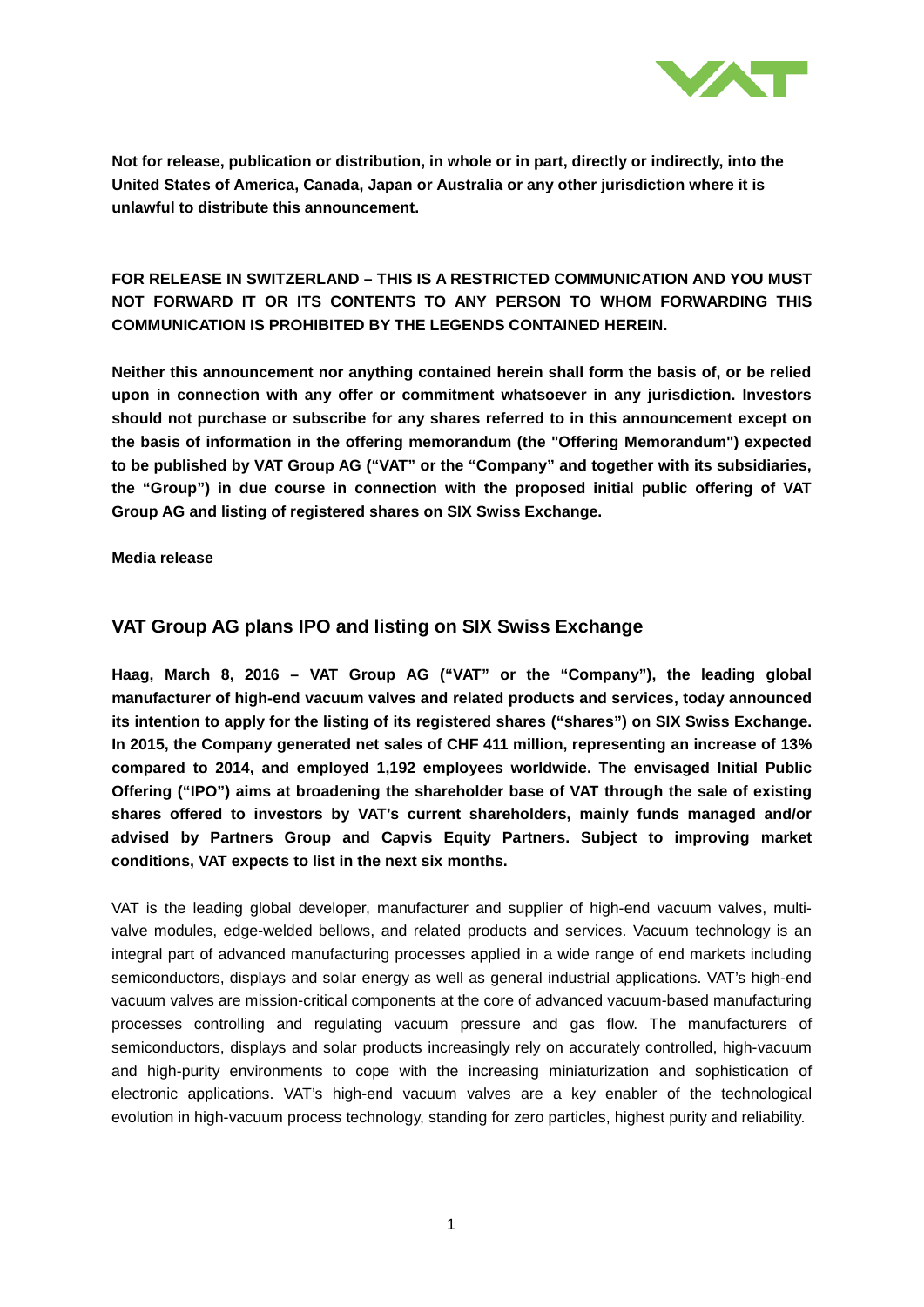**Not for release, publication or distribution, in whole or in part, directly or indirectly, into the United States of America, Canada, Japan or Australia or any other jurisdiction where it is unlawful to distribute this announcement.**

**FOR RELEASE IN SWITZERLAND – THIS IS A RESTRICTED COMMUNICATION AND YOU MUST NOT FORWARD IT OR ITS CONTENTS TO ANY PERSON TO WHOM FORWARDING THIS COMMUNICATION IS PROHIBITED BY THE LEGENDS CONTAINED HEREIN.**

**Neither this announcement nor anything contained herein shall form the basis of, or be relied upon in connection with any offer or commitment whatsoever in any jurisdiction. Investors should not purchase or subscribe for any shares referred to in this announcement except on the basis of information in the offering memorandum (the "Offering Memorandum") expected to be published by VAT Group AG ("VAT" or the "Company" and together with its subsidiaries, the "Group") in due course in connection with the proposed initial public offering of VAT Group AG and listing of registered shares on SIX Swiss Exchange.**

**Media release**

## VAT Group AG plans IPO and listing on SIX Swiss Exchange

**Haag, March 8, 2016 – VAT Group AG ("VAT" or the "Company"), the leading global manufacturer of high-end vacuum valves and related products and services, today announced its intention to apply for the listing of its registered shares ("shares") on SIX Swiss Exchange. In 2015, the Company generated net sales of CHF 411 million, representing an increase of 13% compared to 2014, and employed 1,192 employees worldwide. The envisaged Initial Public Offering ("IPO") aims at broadening the shareholder base of VAT through the sale of existing shares offered to investors by VAT's current shareholders, mainly funds managed and/or advised by Partners Group and Capvis Equity Partners. Subject to improving market conditions, VAT expects to list in the next six months.**

VAT is the leading global developer, manufacturer and supplier of high-end vacuum valves, multi-valve modules, edge-welded bellows, and related products and services. Vacuum technology is an integral part of advanced manufacturing processes applied in a wide range of end markets including semiconductors, displays and solar energy as well as general industrial applications. VAT's high-end vacuum valves are mission-critical components at the core of advanced vacuum-based manufacturing processes controlling and regulating vacuum pressure and gas flow. The manufacturers of semiconductors, displays and solar products increasingly rely on accurately controlled, high-vacuum and high-purity environments to cope with the increasing miniaturization and sophistication of electronic applications. VAT's high-end vacuum valves are a key enabler of the technological evolution in high-vacuum process technology, standing for zero particles, highest purity and reliability.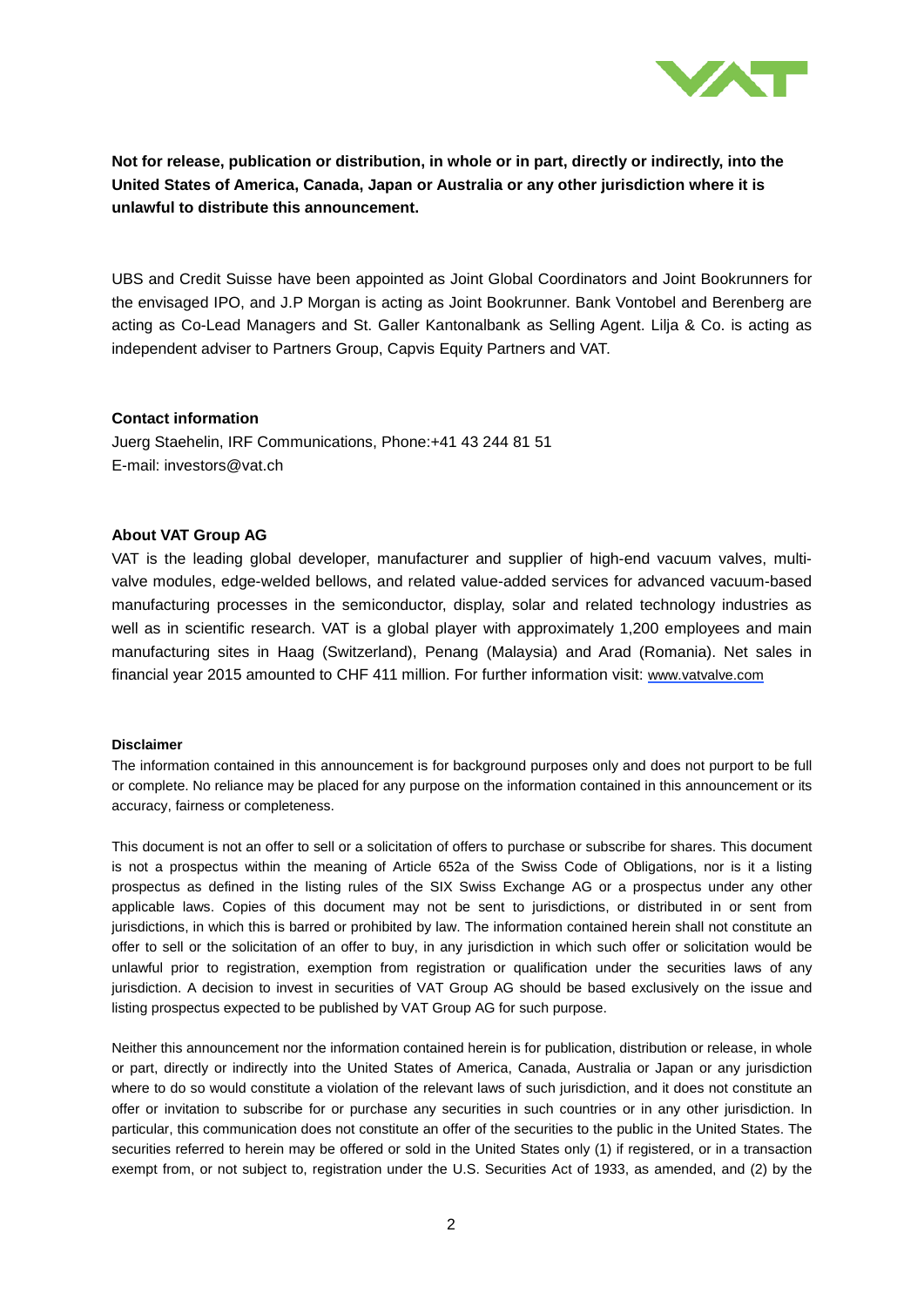**Not for release, publication or distribution, in whole or in part, directly or indirectly, into the United States of America, Canada, Japan or Australia or any other jurisdiction where it is unlawful to distribute this announcement.**

UBS and Credit Suisse have been appointed as Joint Global Coordinators and Joint Bookrunners for the envisaged IPO, and J.P Morgan is acting as Joint Bookrunner. Bank Vontobel and Berenberg are acting as Co-Lead Managers and St. Galler Kantonalbank as Selling Agent. Lilja & Co. is acting as independent adviser to Partners Group, Capvis Equity Partners and VAT.

**Contact information**

Juerg Staehelin, IRF Communications, Phone:+41 43 244 81 51
E-mail: investors@vat.ch

**About VAT Group AG**

VAT is the leading global developer, manufacturer and supplier of high-end vacuum valves, multi-valve modules, edge-welded bellows, and related value-added services for advanced vacuum-based manufacturing processes in the semiconductor, display, solar and related technology industries as well as in scientific research. VAT is a global player with approximately 1,200 employees and main manufacturing sites in Haag (Switzerland), Penang (Malaysia) and Arad (Romania). Net sales in financial year 2015 amounted to CHF 411 million. For further information visit: www.vatvalve.com

**Disclaimer**

The information contained in this announcement is for background purposes only and does not purport to be full or complete. No reliance may be placed for any purpose on the information contained in this announcement or its accuracy, fairness or completeness.

This document is not an offer to sell or a solicitation of offers to purchase or subscribe for shares. This document is not a prospectus within the meaning of Article 652a of the Swiss Code of Obligations, nor is it a listing prospectus as defined in the listing rules of the SIX Swiss Exchange AG or a prospectus under any other applicable laws. Copies of this document may not be sent to jurisdictions, or distributed in or sent from jurisdictions, in which this is barred or prohibited by law. The information contained herein shall not constitute an offer to sell or the solicitation of an offer to buy, in any jurisdiction in which such offer or solicitation would be unlawful prior to registration, exemption from registration or qualification under the securities laws of any jurisdiction. A decision to invest in securities of VAT Group AG should be based exclusively on the issue and listing prospectus expected to be published by VAT Group AG for such purpose.

Neither this announcement nor the information contained herein is for publication, distribution or release, in whole or part, directly or indirectly into the United States of America, Canada, Australia or Japan or any jurisdiction where to do so would constitute a violation of the relevant laws of such jurisdiction, and it does not constitute an offer or invitation to subscribe for or purchase any securities in such countries or in any other jurisdiction. In particular, this communication does not constitute an offer of the securities to the public in the United States. The securities referred to herein may be offered or sold in the United States only (1) if registered, or in a transaction exempt from, or not subject to, registration under the U.S. Securities Act of 1933, as amended, and (2) by the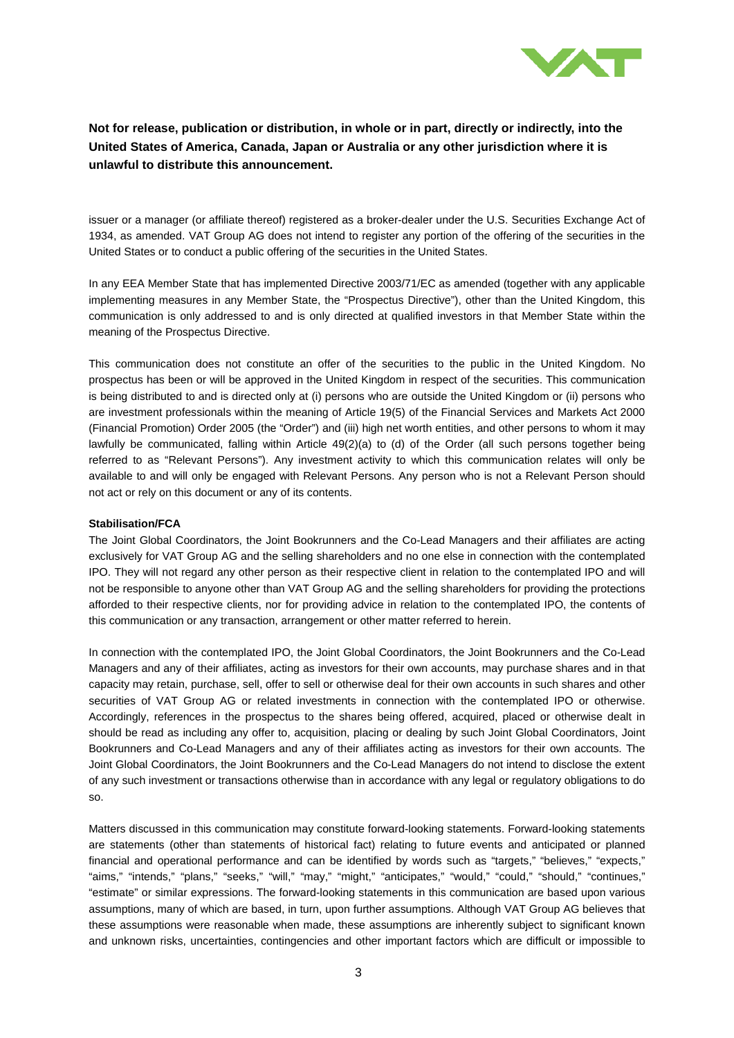**Not for release, publication or distribution, in whole or in part, directly or indirectly, into the United States of America, Canada, Japan or Australia or any other jurisdiction where it is unlawful to distribute this announcement.**

issuer or a manager (or affiliate thereof) registered as a broker-dealer under the U.S. Securities Exchange Act of 1934, as amended. VAT Group AG does not intend to register any portion of the offering of the securities in the United States or to conduct a public offering of the securities in the United States.

In any EEA Member State that has implemented Directive 2003/71/EC as amended (together with any applicable implementing measures in any Member State, the "Prospectus Directive"), other than the United Kingdom, this communication is only addressed to and is only directed at qualified investors in that Member State within the meaning of the Prospectus Directive.

This communication does not constitute an offer of the securities to the public in the United Kingdom. No prospectus has been or will be approved in the United Kingdom in respect of the securities. This communication is being distributed to and is directed only at (i) persons who are outside the United Kingdom or (ii) persons who are investment professionals within the meaning of Article 19(5) of the Financial Services and Markets Act 2000 (Financial Promotion) Order 2005 (the "Order") and (iii) high net worth entities, and other persons to whom it may lawfully be communicated, falling within Article 49(2)(a) to (d) of the Order (all such persons together being referred to as "Relevant Persons"). Any investment activity to which this communication relates will only be available to and will only be engaged with Relevant Persons. Any person who is not a Relevant Person should not act or rely on this document or any of its contents.

**Stabilisation/FCA**

The Joint Global Coordinators, the Joint Bookrunners and the Co-Lead Managers and their affiliates are acting exclusively for VAT Group AG and the selling shareholders and no one else in connection with the contemplated IPO. They will not regard any other person as their respective client in relation to the contemplated IPO and will not be responsible to anyone other than VAT Group AG and the selling shareholders for providing the protections afforded to their respective clients, nor for providing advice in relation to the contemplated IPO, the contents of this communication or any transaction, arrangement or other matter referred to herein.

In connection with the contemplated IPO, the Joint Global Coordinators, the Joint Bookrunners and the Co-Lead Managers and any of their affiliates, acting as investors for their own accounts, may purchase shares and in that capacity may retain, purchase, sell, offer to sell or otherwise deal for their own accounts in such shares and other securities of VAT Group AG or related investments in connection with the contemplated IPO or otherwise. Accordingly, references in the prospectus to the shares being offered, acquired, placed or otherwise dealt in should be read as including any offer to, acquisition, placing or dealing by such Joint Global Coordinators, Joint Bookrunners and Co-Lead Managers and any of their affiliates acting as investors for their own accounts. The Joint Global Coordinators, the Joint Bookrunners and the Co-Lead Managers do not intend to disclose the extent of any such investment or transactions otherwise than in accordance with any legal or regulatory obligations to do so.

Matters discussed in this communication may constitute forward-looking statements. Forward-looking statements are statements (other than statements of historical fact) relating to future events and anticipated or planned financial and operational performance and can be identified by words such as "targets," "believes," "expects," "aims," "intends," "plans," "seeks," "will," "may," "might," "anticipates," "would," "could," "should," "continues," "estimate" or similar expressions. The forward-looking statements in this communication are based upon various assumptions, many of which are based, in turn, upon further assumptions. Although VAT Group AG believes that these assumptions were reasonable when made, these assumptions are inherently subject to significant known and unknown risks, uncertainties, contingencies and other important factors which are difficult or impossible to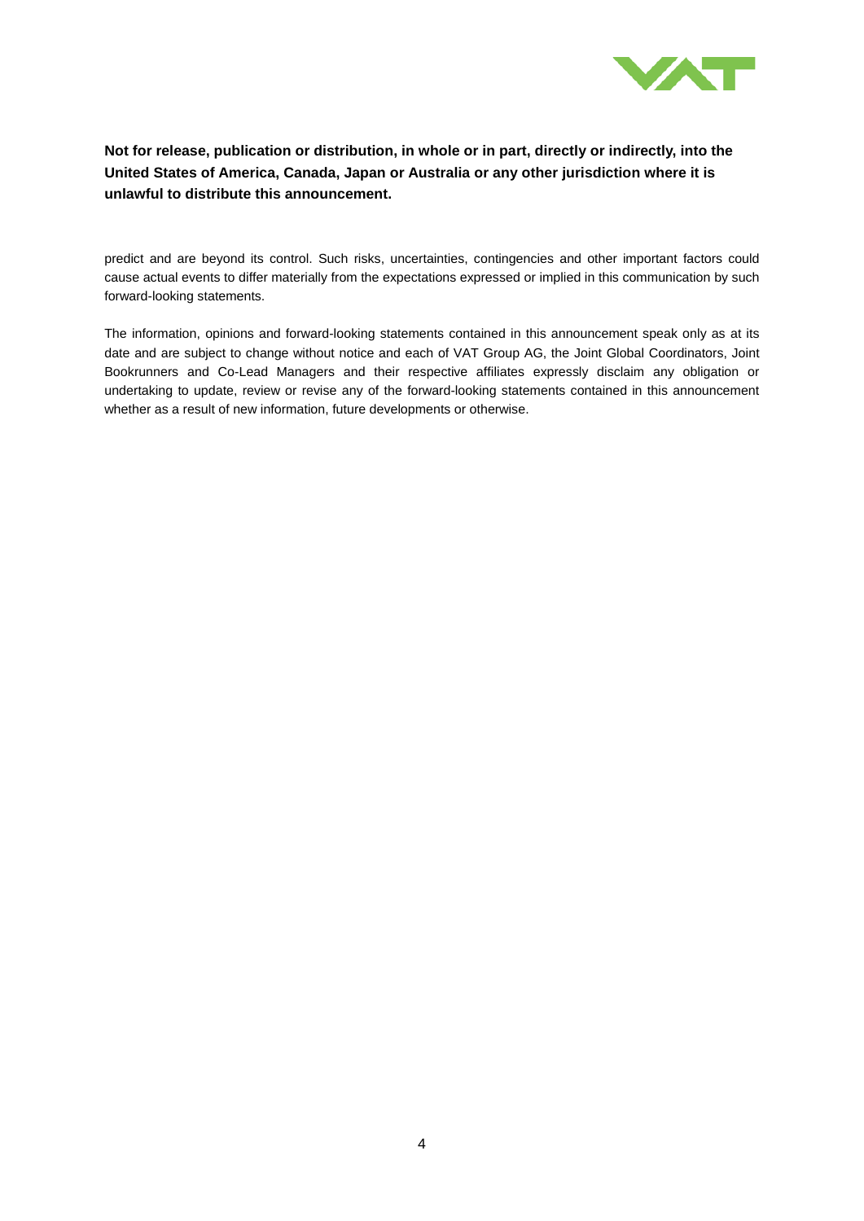predict and are beyond its control. Such risks, uncertainties, contingencies and other important factors could cause actual events to differ materially from the expectations expressed or implied in this communication by such forward-looking statements.

The information, opinions and forward-looking statements contained in this announcement speak only as at its date and are subject to change without notice and each of VAT Group AG, the Joint Global Coordinators, Joint Bookrunners and Co-Lead Managers and their respective affiliates expressly disclaim any obligation or undertaking to update, review or revise any of the forward-looking statements contained in this announcement whether as a result of new information, future developments or otherwise.